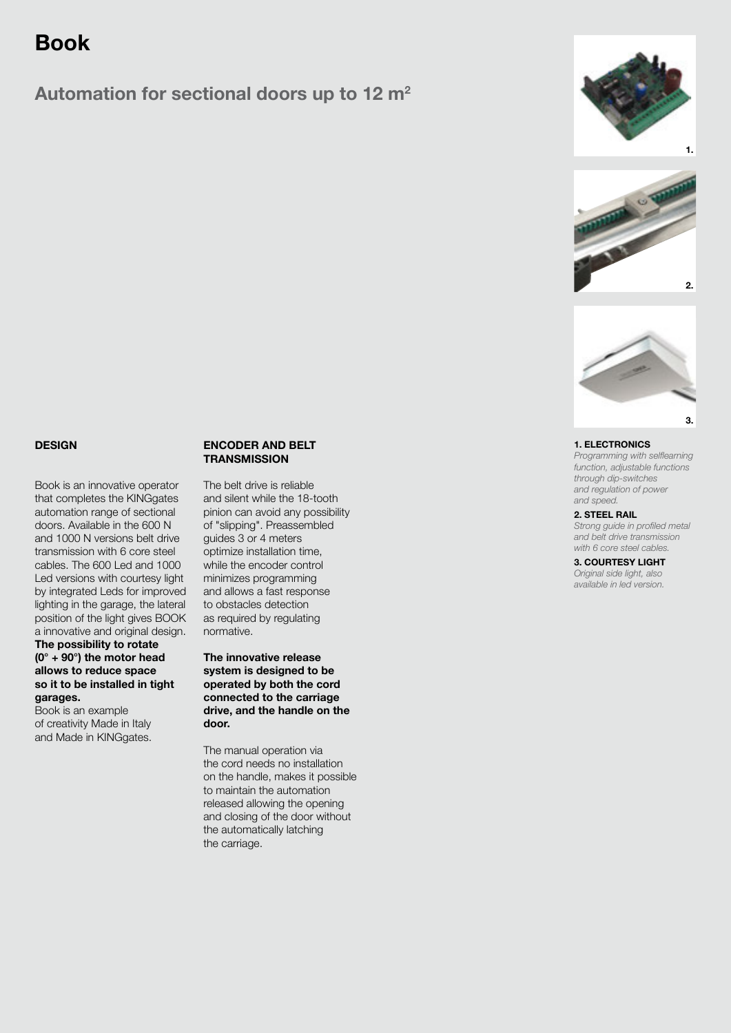# Book

## Automation for sectional doors up to 12 m²

### DESIGN

Book is an innovative operator that completes the KINGgates automation range of sectional doors. Available in the 600 N and 1000 N versions belt drive transmission with 6 core steel cables. The 600 Led and 1000 Led versions with courtesy light by integrated Leds for improved lighting in the garage, the lateral position of the light gives BOOK a innovative and original design. **The possibility to rotate (0° + 90°) the motor head allows to reduce space so it to be installed in tight garages.**
Book is an example of creativity Made in Italy and Made in KINGgates.

### ENCODER AND BELT TRANSMISSION

The belt drive is reliable and silent while the 18-tooth pinion can avoid any possibility of "slipping". Preassembled guides 3 or 4 meters optimize installation time, while the encoder control minimizes programming and allows a fast response to obstacles detection as required by regulating normative.

**The innovative release system is designed to be operated by both the cord connected to the carriage drive, and the handle on the door.**

The manual operation via the cord needs no installation on the handle, makes it possible to maintain the automation released allowing the opening and closing of the door without the automatically latching the carriage.

1.

2.

3.

**1. ELECTRONICS**
*Programming with selflearning function, adjustable functions through dip-switches and regulation of power and speed.*

**2. STEEL RAIL**
*Strong guide in profiled metal and belt drive transmission with 6 core steel cables.*

**3. COURTESY LIGHT**
*Original side light, also available in led version.*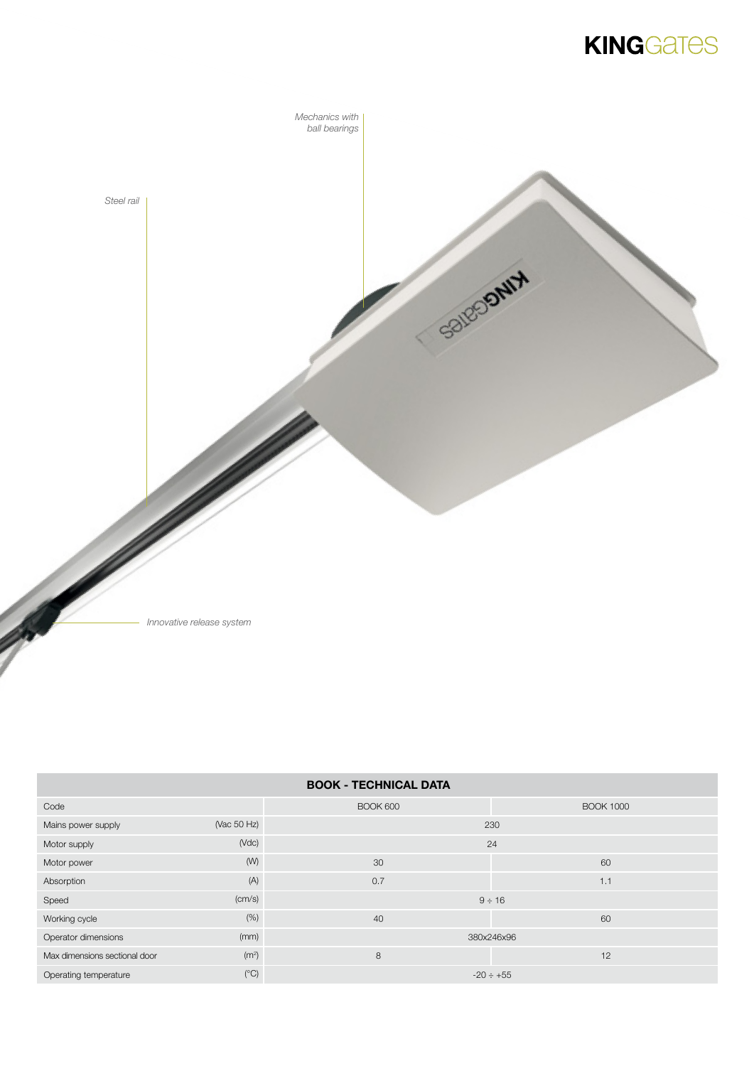Mechanics with ball bearings

Steel rail

Innovative release system

| BOOK - TECHNICAL DATA | | | |
|---|---|---|---|
| Code | | BOOK 600 | BOOK 1000 |
| Mains power supply | (Vac 50 Hz) | 230 | |
| Motor supply | (Vdc) | 24 | |
| Motor power | (W) | 30 | 60 |
| Absorption | (A) | 0.7 | 1.1 |
| Speed | (cm/s) | 9 ÷ 16 | |
| Working cycle | (%) | 40 | 60 |
| Operator dimensions | (mm) | 380x246x96 | |
| Max dimensions sectional door | ($m^2$) | 8 | 12 |
| Operating temperature | (°C) | -20 ÷ +55 | |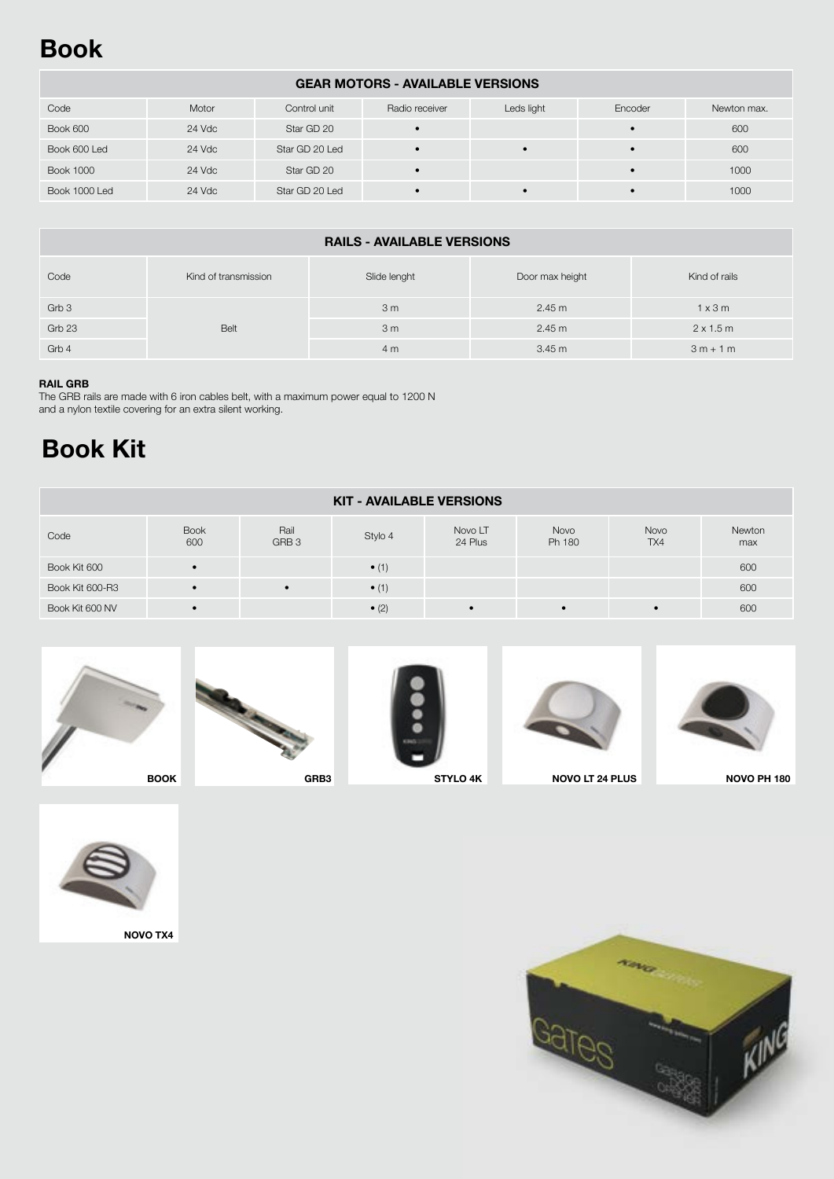# Book

| GEAR MOTORS - AVAILABLE VERSIONS | | | | | | |
|---|---|---|---|---|---|---|
| Code | Motor | Control unit | Radio receiver | Leds light | Encoder | Newton max. |
| Book 600 | 24 Vdc | Star GD 20 | • | | • | 600 |
| Book 600 Led | 24 Vdc | Star GD 20 Led | • | • | • | 600 |
| Book 1000 | 24 Vdc | Star GD 20 | • | | • | 1000 |
| Book 1000 Led | 24 Vdc | Star GD 20 Led | • | • | • | 1000 |

| RAILS - AVAILABLE VERSIONS | | | | |
|---|---|---|---|---|
| Code | Kind of transmission | Slide lenght | Door max height | Kind of rails |
| Grb 3 | Belt | 3 m | 2.45 m | 1 x 3 m |
| Grb 23 | | 3 m | 2.45 m | 2 x 1.5 m |
| Grb 4 | | 4 m | 3.45 m | 3 m + 1 m |

**RAIL GRB**
The GRB rails are made with 6 iron cables belt, with a maximum power equal to 1200 N and a nylon textile covering for an extra silent working.

# Book Kit

| KIT - AVAILABLE VERSIONS | | | | | | | |
|---|---|---|---|---|---|---|---|
| Code | Book 600 | Rail GRB 3 | Stylo 4 | Novo LT 24 Plus | Novo Ph 180 | Novo TX4 | Newton max |
| Book Kit 600 | • | | • (1) | | | | 600 |
| Book Kit 600-R3 | • | • | • (1) | | | | 600 |
| Book Kit 600 NV | • | | • (2) | • | • | • | 600 |

BOOK

GRB3

STYLO 4K

NOVO LT 24 PLUS

NOVO PH 180

NOVO TX4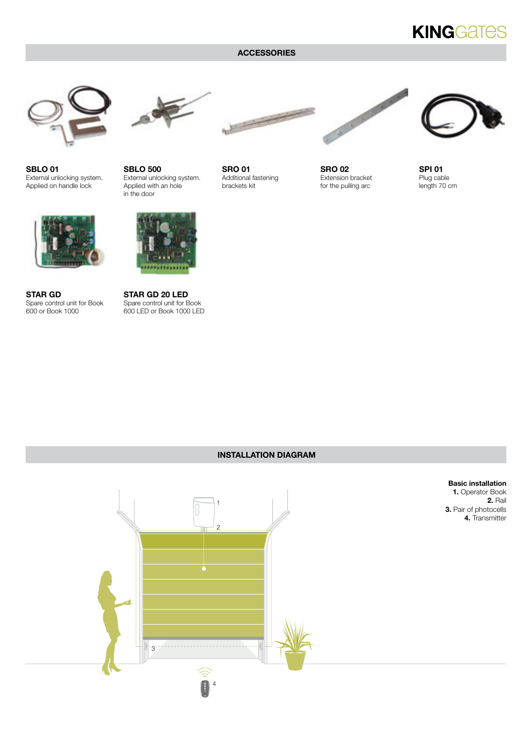## ACCESSORIES

**SBLO 01**
External unlocking system.
Applied on handle lock

**SBLO 500**
External unlocking system.
Applied with an hole
in the door

**SRO 01**
Additional fastening
brackets kit

**SRO 02**
Extension bracket
for the pulling arc

**SPI 01**
Plug cable
length 70 cm

**STAR GD**
Spare control unit for Book
600 or Book 1000

**STAR GD 20 LED**
Spare control unit for Book
600 LED or Book 1000 LED

## INSTALLATION DIAGRAM

**Basic installation**
**1.** Operator Book
**2.** Rail
**3.** Pair of photocells
**4.** Transmitter

1
2
3
4